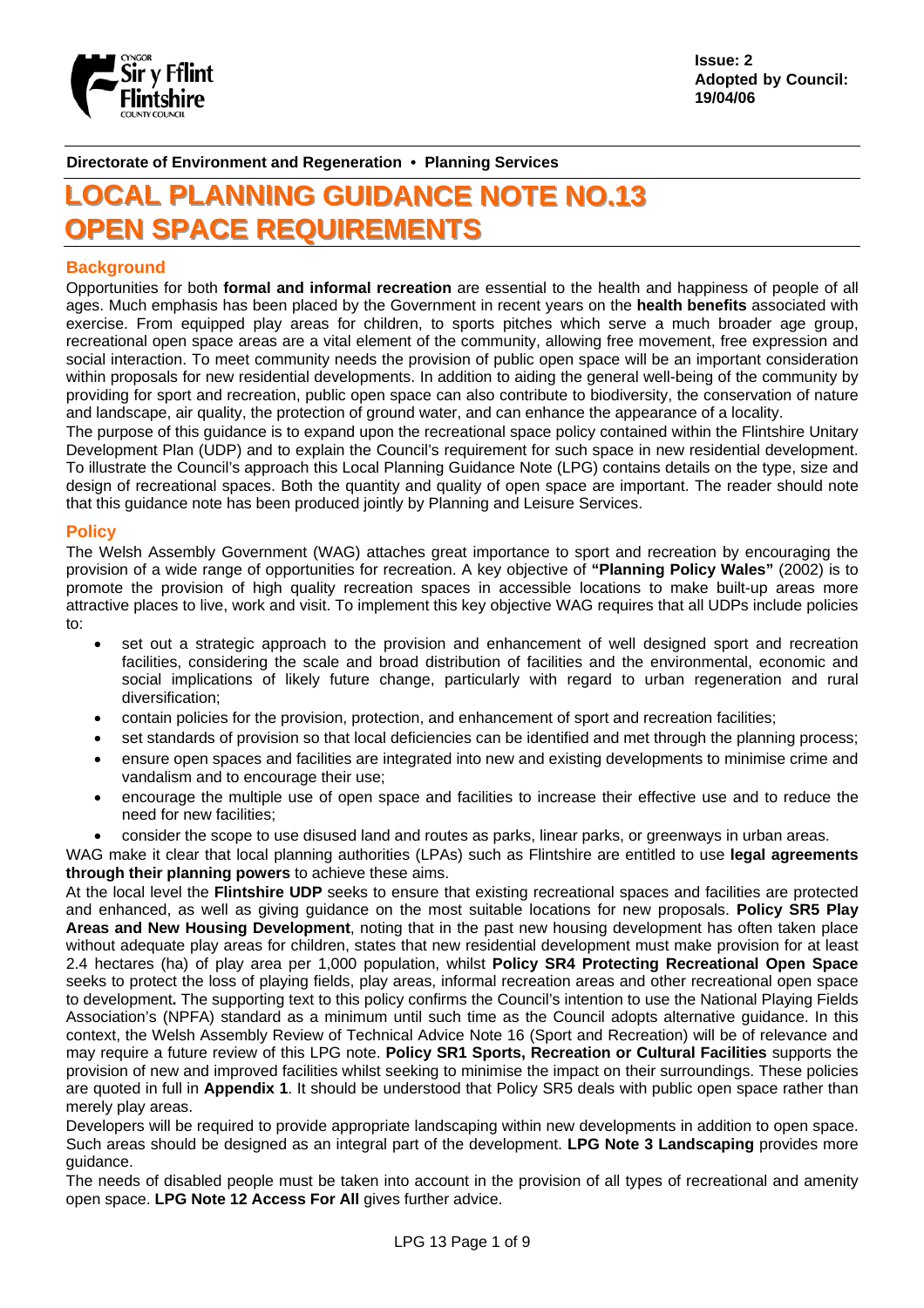**Issue: 2**
**Adopted by Council: 19/04/06**

**Directorate of Environment and Regeneration • Planning Services**

# LOCAL PLANNING GUIDANCE NOTE NO.13 OPEN SPACE REQUIREMENTS

## Background

Opportunities for both **formal and informal recreation** are essential to the health and happiness of people of all ages. Much emphasis has been placed by the Government in recent years on the **health benefits** associated with exercise. From equipped play areas for children, to sports pitches which serve a much broader age group, recreational open space areas are a vital element of the community, allowing free movement, free expression and social interaction. To meet community needs the provision of public open space will be an important consideration within proposals for new residential developments. In addition to aiding the general well-being of the community by providing for sport and recreation, public open space can also contribute to biodiversity, the conservation of nature and landscape, air quality, the protection of ground water, and can enhance the appearance of a locality.

The purpose of this guidance is to expand upon the recreational space policy contained within the Flintshire Unitary Development Plan (UDP) and to explain the Council's requirement for such space in new residential development. To illustrate the Council's approach this Local Planning Guidance Note (LPG) contains details on the type, size and design of recreational spaces. Both the quantity and quality of open space are important. The reader should note that this guidance note has been produced jointly by Planning and Leisure Services.

## Policy

The Welsh Assembly Government (WAG) attaches great importance to sport and recreation by encouraging the provision of a wide range of opportunities for recreation. A key objective of **"Planning Policy Wales"** (2002) is to promote the provision of high quality recreation spaces in accessible locations to make built-up areas more attractive places to live, work and visit. To implement this key objective WAG requires that all UDPs include policies to:

- set out a strategic approach to the provision and enhancement of well designed sport and recreation facilities, considering the scale and broad distribution of facilities and the environmental, economic and social implications of likely future change, particularly with regard to urban regeneration and rural diversification;
- contain policies for the provision, protection, and enhancement of sport and recreation facilities;
- set standards of provision so that local deficiencies can be identified and met through the planning process;
- ensure open spaces and facilities are integrated into new and existing developments to minimise crime and vandalism and to encourage their use;
- encourage the multiple use of open space and facilities to increase their effective use and to reduce the need for new facilities;
- consider the scope to use disused land and routes as parks, linear parks, or greenways in urban areas.

WAG make it clear that local planning authorities (LPAs) such as Flintshire are entitled to use **legal agreements through their planning powers** to achieve these aims.

At the local level the **Flintshire UDP** seeks to ensure that existing recreational spaces and facilities are protected and enhanced, as well as giving guidance on the most suitable locations for new proposals. **Policy SR5 Play Areas and New Housing Development**, noting that in the past new housing development has often taken place without adequate play areas for children, states that new residential development must make provision for at least 2.4 hectares (ha) of play area per 1,000 population, whilst **Policy SR4 Protecting Recreational Open Space** seeks to protect the loss of playing fields, play areas, informal recreation areas and other recreational open space to development**.** The supporting text to this policy confirms the Council's intention to use the National Playing Fields Association's (NPFA) standard as a minimum until such time as the Council adopts alternative guidance. In this context, the Welsh Assembly Review of Technical Advice Note 16 (Sport and Recreation) will be of relevance and may require a future review of this LPG note. **Policy SR1 Sports, Recreation or Cultural Facilities** supports the provision of new and improved facilities whilst seeking to minimise the impact on their surroundings. These policies are quoted in full in **Appendix 1**. It should be understood that Policy SR5 deals with public open space rather than merely play areas.

Developers will be required to provide appropriate landscaping within new developments in addition to open space. Such areas should be designed as an integral part of the development. **LPG Note 3 Landscaping** provides more guidance.

The needs of disabled people must be taken into account in the provision of all types of recreational and amenity open space. **LPG Note 12 Access For All** gives further advice.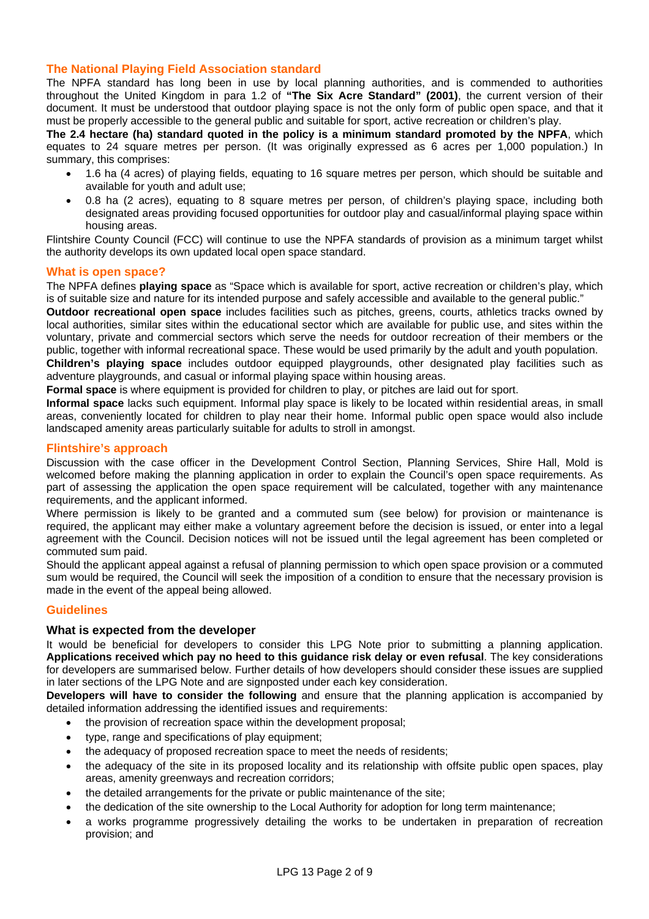## The National Playing Field Association standard

The NPFA standard has long been in use by local planning authorities, and is commended to authorities throughout the United Kingdom in para 1.2 of **"The Six Acre Standard" (2001)**, the current version of their document. It must be understood that outdoor playing space is not the only form of public open space, and that it must be properly accessible to the general public and suitable for sport, active recreation or children's play.

**The 2.4 hectare (ha) standard quoted in the policy is a minimum standard promoted by the NPFA**, which equates to 24 square metres per person. (It was originally expressed as 6 acres per 1,000 population.) In summary, this comprises:

- 1.6 ha (4 acres) of playing fields, equating to 16 square metres per person, which should be suitable and available for youth and adult use;
- 0.8 ha (2 acres), equating to 8 square metres per person, of children's playing space, including both designated areas providing focused opportunities for outdoor play and casual/informal playing space within housing areas.

Flintshire County Council (FCC) will continue to use the NPFA standards of provision as a minimum target whilst the authority develops its own updated local open space standard.

## What is open space?

The NPFA defines **playing space** as "Space which is available for sport, active recreation or children's play, which is of suitable size and nature for its intended purpose and safely accessible and available to the general public."

**Outdoor recreational open space** includes facilities such as pitches, greens, courts, athletics tracks owned by local authorities, similar sites within the educational sector which are available for public use, and sites within the voluntary, private and commercial sectors which serve the needs for outdoor recreation of their members or the public, together with informal recreational space. These would be used primarily by the adult and youth population.

**Children's playing space** includes outdoor equipped playgrounds, other designated play facilities such as adventure playgrounds, and casual or informal playing space within housing areas.

**Formal space** is where equipment is provided for children to play, or pitches are laid out for sport.

**Informal space** lacks such equipment. Informal play space is likely to be located within residential areas, in small areas, conveniently located for children to play near their home. Informal public open space would also include landscaped amenity areas particularly suitable for adults to stroll in amongst.

## Flintshire's approach

Discussion with the case officer in the Development Control Section, Planning Services, Shire Hall, Mold is welcomed before making the planning application in order to explain the Council's open space requirements. As part of assessing the application the open space requirement will be calculated, together with any maintenance requirements, and the applicant informed.

Where permission is likely to be granted and a commuted sum (see below) for provision or maintenance is required, the applicant may either make a voluntary agreement before the decision is issued, or enter into a legal agreement with the Council. Decision notices will not be issued until the legal agreement has been completed or commuted sum paid.

Should the applicant appeal against a refusal of planning permission to which open space provision or a commuted sum would be required, the Council will seek the imposition of a condition to ensure that the necessary provision is made in the event of the appeal being allowed.

## Guidelines

### What is expected from the developer

It would be beneficial for developers to consider this LPG Note prior to submitting a planning application. **Applications received which pay no heed to this guidance risk delay or even refusal**. The key considerations for developers are summarised below. Further details of how developers should consider these issues are supplied in later sections of the LPG Note and are signposted under each key consideration.

**Developers will have to consider the following** and ensure that the planning application is accompanied by detailed information addressing the identified issues and requirements:

- the provision of recreation space within the development proposal;
- type, range and specifications of play equipment;
- the adequacy of proposed recreation space to meet the needs of residents;
- the adequacy of the site in its proposed locality and its relationship with offsite public open spaces, play areas, amenity greenways and recreation corridors;
- the detailed arrangements for the private or public maintenance of the site;
- the dedication of the site ownership to the Local Authority for adoption for long term maintenance;
- a works programme progressively detailing the works to be undertaken in preparation of recreation provision; and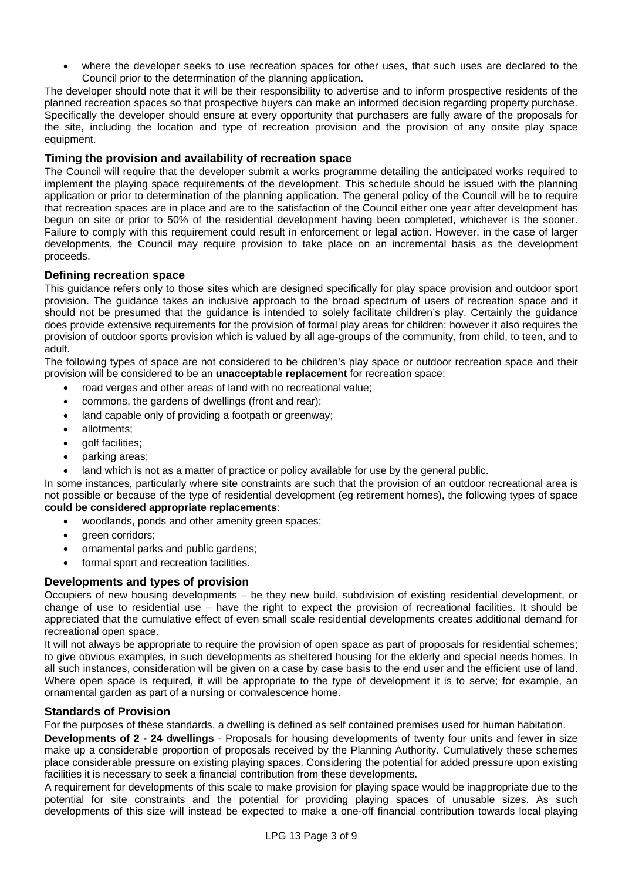- where the developer seeks to use recreation spaces for other uses, that such uses are declared to the Council prior to the determination of the planning application.

The developer should note that it will be their responsibility to advertise and to inform prospective residents of the planned recreation spaces so that prospective buyers can make an informed decision regarding property purchase. Specifically the developer should ensure at every opportunity that purchasers are fully aware of the proposals for the site, including the location and type of recreation provision and the provision of any onsite play space equipment.

### Timing the provision and availability of recreation space

The Council will require that the developer submit a works programme detailing the anticipated works required to implement the playing space requirements of the development. This schedule should be issued with the planning application or prior to determination of the planning application. The general policy of the Council will be to require that recreation spaces are in place and are to the satisfaction of the Council either one year after development has begun on site or prior to 50% of the residential development having been completed, whichever is the sooner. Failure to comply with this requirement could result in enforcement or legal action. However, in the case of larger developments, the Council may require provision to take place on an incremental basis as the development proceeds.

### Defining recreation space

This guidance refers only to those sites which are designed specifically for play space provision and outdoor sport provision. The guidance takes an inclusive approach to the broad spectrum of users of recreation space and it should not be presumed that the guidance is intended to solely facilitate children's play. Certainly the guidance does provide extensive requirements for the provision of formal play areas for children; however it also requires the provision of outdoor sports provision which is valued by all age-groups of the community, from child, to teen, and to adult.

The following types of space are not considered to be children's play space or outdoor recreation space and their provision will be considered to be an **unacceptable replacement** for recreation space:

- road verges and other areas of land with no recreational value;
- commons, the gardens of dwellings (front and rear);
- land capable only of providing a footpath or greenway;
- allotments;
- golf facilities;
- parking areas;
- land which is not as a matter of practice or policy available for use by the general public.

In some instances, particularly where site constraints are such that the provision of an outdoor recreational area is not possible or because of the type of residential development (eg retirement homes), the following types of space **could be considered appropriate replacements**:

- woodlands, ponds and other amenity green spaces;
- green corridors;
- ornamental parks and public gardens;
- formal sport and recreation facilities.

### Developments and types of provision

Occupiers of new housing developments – be they new build, subdivision of existing residential development, or change of use to residential use – have the right to expect the provision of recreational facilities. It should be appreciated that the cumulative effect of even small scale residential developments creates additional demand for recreational open space.

It will not always be appropriate to require the provision of open space as part of proposals for residential schemes; to give obvious examples, in such developments as sheltered housing for the elderly and special needs homes. In all such instances, consideration will be given on a case by case basis to the end user and the efficient use of land. Where open space is required, it will be appropriate to the type of development it is to serve; for example, an ornamental garden as part of a nursing or convalescence home.

### Standards of Provision

For the purposes of these standards, a dwelling is defined as self contained premises used for human habitation.

**Developments of 2 - 24 dwellings** - Proposals for housing developments of twenty four units and fewer in size make up a considerable proportion of proposals received by the Planning Authority. Cumulatively these schemes place considerable pressure on existing playing spaces. Considering the potential for added pressure upon existing facilities it is necessary to seek a financial contribution from these developments.

A requirement for developments of this scale to make provision for playing space would be inappropriate due to the potential for site constraints and the potential for providing playing spaces of unusable sizes. As such developments of this size will instead be expected to make a one-off financial contribution towards local playing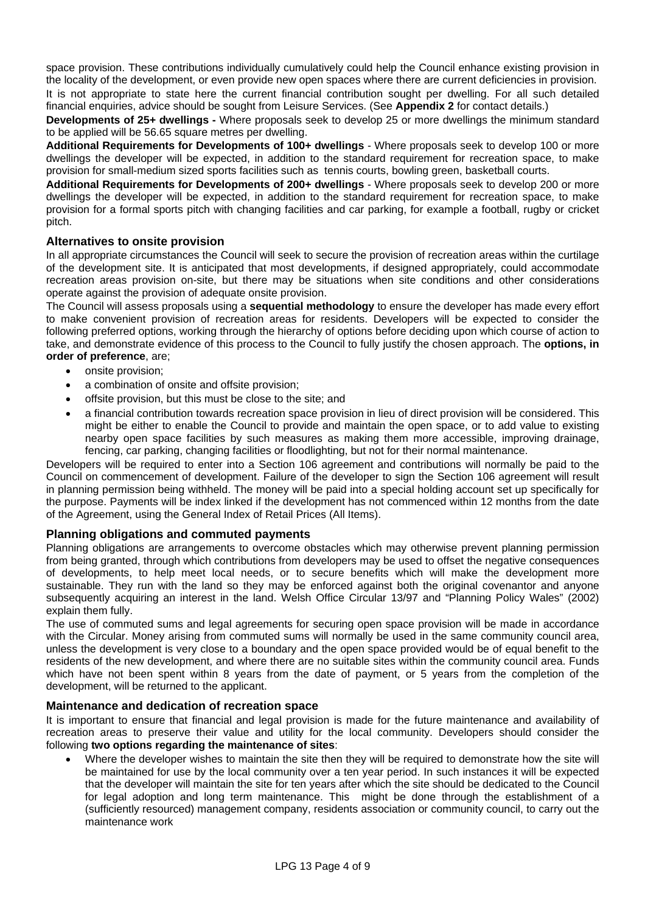space provision. These contributions individually cumulatively could help the Council enhance existing provision in the locality of the development, or even provide new open spaces where there are current deficiencies in provision.

It is not appropriate to state here the current financial contribution sought per dwelling. For all such detailed financial enquiries, advice should be sought from Leisure Services. (See **Appendix 2** for contact details.)

**Developments of 25+ dwellings -** Where proposals seek to develop 25 or more dwellings the minimum standard to be applied will be 56.65 square metres per dwelling.

**Additional Requirements for Developments of 100+ dwellings** - Where proposals seek to develop 100 or more dwellings the developer will be expected, in addition to the standard requirement for recreation space, to make provision for small-medium sized sports facilities such as tennis courts, bowling green, basketball courts.

**Additional Requirements for Developments of 200+ dwellings** - Where proposals seek to develop 200 or more dwellings the developer will be expected, in addition to the standard requirement for recreation space, to make provision for a formal sports pitch with changing facilities and car parking, for example a football, rugby or cricket pitch.

### Alternatives to onsite provision

In all appropriate circumstances the Council will seek to secure the provision of recreation areas within the curtilage of the development site. It is anticipated that most developments, if designed appropriately, could accommodate recreation areas provision on-site, but there may be situations when site conditions and other considerations operate against the provision of adequate onsite provision.

The Council will assess proposals using a **sequential methodology** to ensure the developer has made every effort to make convenient provision of recreation areas for residents. Developers will be expected to consider the following preferred options, working through the hierarchy of options before deciding upon which course of action to take, and demonstrate evidence of this process to the Council to fully justify the chosen approach. The **options, in order of preference**, are;

- onsite provision;
- a combination of onsite and offsite provision;
- offsite provision, but this must be close to the site; and
- a financial contribution towards recreation space provision in lieu of direct provision will be considered. This might be either to enable the Council to provide and maintain the open space, or to add value to existing nearby open space facilities by such measures as making them more accessible, improving drainage, fencing, car parking, changing facilities or floodlighting, but not for their normal maintenance.

Developers will be required to enter into a Section 106 agreement and contributions will normally be paid to the Council on commencement of development. Failure of the developer to sign the Section 106 agreement will result in planning permission being withheld. The money will be paid into a special holding account set up specifically for the purpose. Payments will be index linked if the development has not commenced within 12 months from the date of the Agreement, using the General Index of Retail Prices (All Items).

### Planning obligations and commuted payments

Planning obligations are arrangements to overcome obstacles which may otherwise prevent planning permission from being granted, through which contributions from developers may be used to offset the negative consequences of developments, to help meet local needs, or to secure benefits which will make the development more sustainable. They run with the land so they may be enforced against both the original covenantor and anyone subsequently acquiring an interest in the land. Welsh Office Circular 13/97 and "Planning Policy Wales" (2002) explain them fully.

The use of commuted sums and legal agreements for securing open space provision will be made in accordance with the Circular. Money arising from commuted sums will normally be used in the same community council area, unless the development is very close to a boundary and the open space provided would be of equal benefit to the residents of the new development, and where there are no suitable sites within the community council area. Funds which have not been spent within 8 years from the date of payment, or 5 years from the completion of the development, will be returned to the applicant.

### Maintenance and dedication of recreation space

It is important to ensure that financial and legal provision is made for the future maintenance and availability of recreation areas to preserve their value and utility for the local community. Developers should consider the following **two options regarding the maintenance of sites**:

- Where the developer wishes to maintain the site then they will be required to demonstrate how the site will be maintained for use by the local community over a ten year period. In such instances it will be expected that the developer will maintain the site for ten years after which the site should be dedicated to the Council for legal adoption and long term maintenance. This might be done through the establishment of a (sufficiently resourced) management company, residents association or community council, to carry out the maintenance work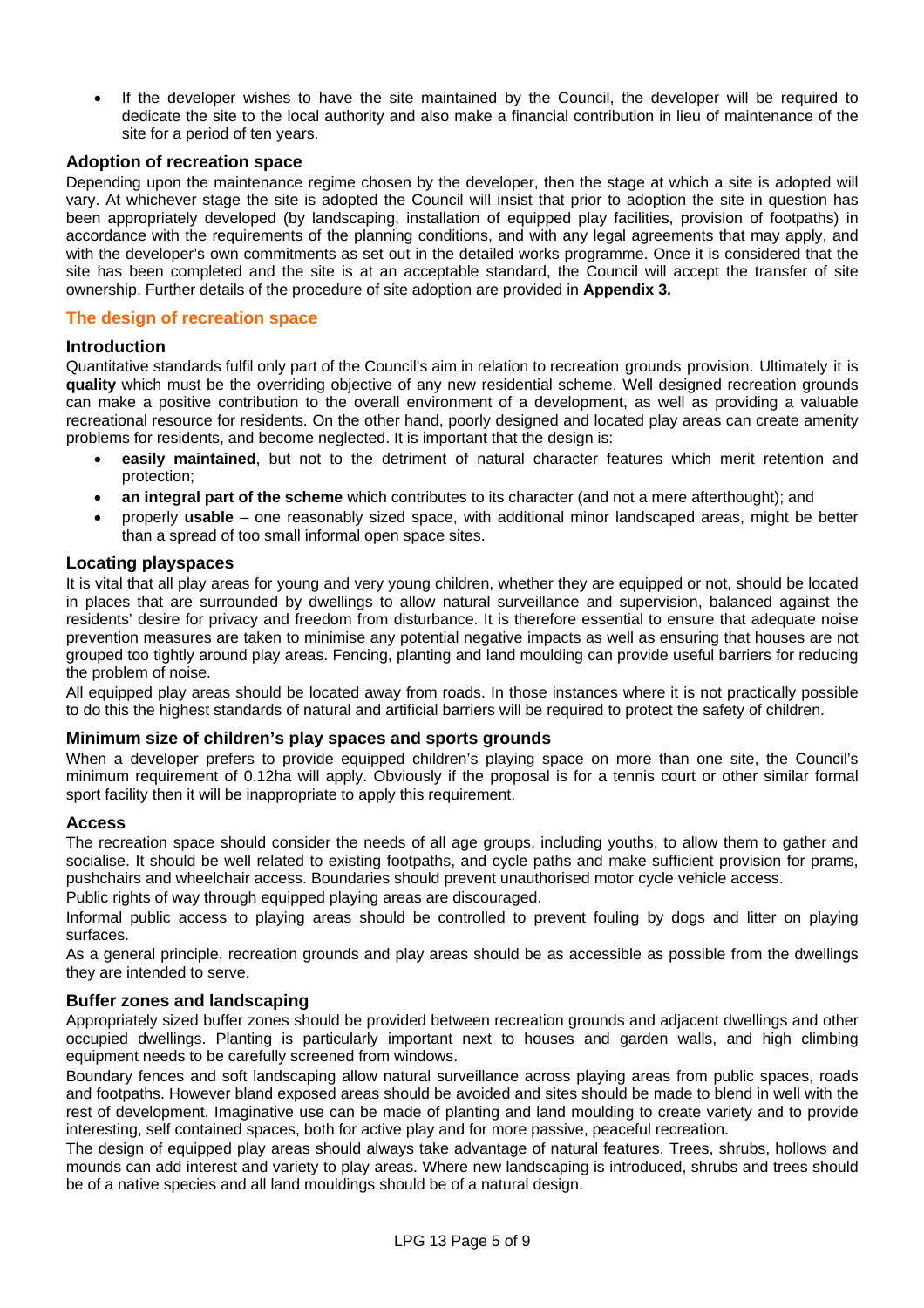- If the developer wishes to have the site maintained by the Council, the developer will be required to dedicate the site to the local authority and also make a financial contribution in lieu of maintenance of the site for a period of ten years.

### Adoption of recreation space

Depending upon the maintenance regime chosen by the developer, then the stage at which a site is adopted will vary. At whichever stage the site is adopted the Council will insist that prior to adoption the site in question has been appropriately developed (by landscaping, installation of equipped play facilities, provision of footpaths) in accordance with the requirements of the planning conditions, and with any legal agreements that may apply, and with the developer's own commitments as set out in the detailed works programme. Once it is considered that the site has been completed and the site is at an acceptable standard, the Council will accept the transfer of site ownership. Further details of the procedure of site adoption are provided in **Appendix 3.**

## The design of recreation space

### Introduction

Quantitative standards fulfil only part of the Council's aim in relation to recreation grounds provision. Ultimately it is **quality** which must be the overriding objective of any new residential scheme. Well designed recreation grounds can make a positive contribution to the overall environment of a development, as well as providing a valuable recreational resource for residents. On the other hand, poorly designed and located play areas can create amenity problems for residents, and become neglected. It is important that the design is:

- **easily maintained**, but not to the detriment of natural character features which merit retention and protection;
- **an integral part of the scheme** which contributes to its character (and not a mere afterthought); and
- properly **usable** – one reasonably sized space, with additional minor landscaped areas, might be better than a spread of too small informal open space sites.

### Locating playspaces

It is vital that all play areas for young and very young children, whether they are equipped or not, should be located in places that are surrounded by dwellings to allow natural surveillance and supervision, balanced against the residents' desire for privacy and freedom from disturbance. It is therefore essential to ensure that adequate noise prevention measures are taken to minimise any potential negative impacts as well as ensuring that houses are not grouped too tightly around play areas. Fencing, planting and land moulding can provide useful barriers for reducing the problem of noise.

All equipped play areas should be located away from roads. In those instances where it is not practically possible to do this the highest standards of natural and artificial barriers will be required to protect the safety of children.

### Minimum size of children's play spaces and sports grounds

When a developer prefers to provide equipped children's playing space on more than one site, the Council's minimum requirement of 0.12ha will apply. Obviously if the proposal is for a tennis court or other similar formal sport facility then it will be inappropriate to apply this requirement.

### Access

The recreation space should consider the needs of all age groups, including youths, to allow them to gather and socialise. It should be well related to existing footpaths, and cycle paths and make sufficient provision for prams, pushchairs and wheelchair access. Boundaries should prevent unauthorised motor cycle vehicle access.

Public rights of way through equipped playing areas are discouraged.

Informal public access to playing areas should be controlled to prevent fouling by dogs and litter on playing surfaces.

As a general principle, recreation grounds and play areas should be as accessible as possible from the dwellings they are intended to serve.

### Buffer zones and landscaping

Appropriately sized buffer zones should be provided between recreation grounds and adjacent dwellings and other occupied dwellings. Planting is particularly important next to houses and garden walls, and high climbing equipment needs to be carefully screened from windows.

Boundary fences and soft landscaping allow natural surveillance across playing areas from public spaces, roads and footpaths. However bland exposed areas should be avoided and sites should be made to blend in well with the rest of development. Imaginative use can be made of planting and land moulding to create variety and to provide interesting, self contained spaces, both for active play and for more passive, peaceful recreation.

The design of equipped play areas should always take advantage of natural features. Trees, shrubs, hollows and mounds can add interest and variety to play areas. Where new landscaping is introduced, shrubs and trees should be of a native species and all land mouldings should be of a natural design.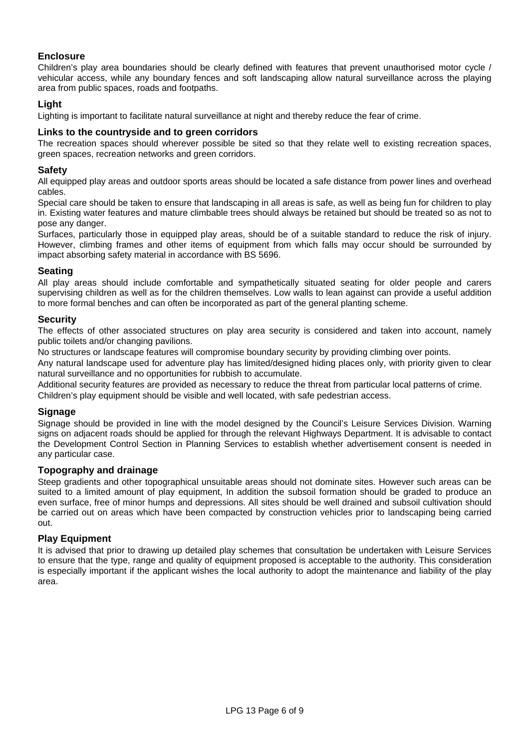### Enclosure

Children's play area boundaries should be clearly defined with features that prevent unauthorised motor cycle / vehicular access, while any boundary fences and soft landscaping allow natural surveillance across the playing area from public spaces, roads and footpaths.

### Light

Lighting is important to facilitate natural surveillance at night and thereby reduce the fear of crime.

### Links to the countryside and to green corridors

The recreation spaces should wherever possible be sited so that they relate well to existing recreation spaces, green spaces, recreation networks and green corridors.

### Safety

All equipped play areas and outdoor sports areas should be located a safe distance from power lines and overhead cables.

Special care should be taken to ensure that landscaping in all areas is safe, as well as being fun for children to play in. Existing water features and mature climbable trees should always be retained but should be treated so as not to pose any danger.

Surfaces, particularly those in equipped play areas, should be of a suitable standard to reduce the risk of injury. However, climbing frames and other items of equipment from which falls may occur should be surrounded by impact absorbing safety material in accordance with BS 5696.

### Seating

All play areas should include comfortable and sympathetically situated seating for older people and carers supervising children as well as for the children themselves. Low walls to lean against can provide a useful addition to more formal benches and can often be incorporated as part of the general planting scheme.

### Security

The effects of other associated structures on play area security is considered and taken into account, namely public toilets and/or changing pavilions.

No structures or landscape features will compromise boundary security by providing climbing over points.

Any natural landscape used for adventure play has limited/designed hiding places only, with priority given to clear natural surveillance and no opportunities for rubbish to accumulate.

Additional security features are provided as necessary to reduce the threat from particular local patterns of crime.

Children's play equipment should be visible and well located, with safe pedestrian access.

### Signage

Signage should be provided in line with the model designed by the Council's Leisure Services Division. Warning signs on adjacent roads should be applied for through the relevant Highways Department. It is advisable to contact the Development Control Section in Planning Services to establish whether advertisement consent is needed in any particular case.

### Topography and drainage

Steep gradients and other topographical unsuitable areas should not dominate sites. However such areas can be suited to a limited amount of play equipment, In addition the subsoil formation should be graded to produce an even surface, free of minor humps and depressions. All sites should be well drained and subsoil cultivation should be carried out on areas which have been compacted by construction vehicles prior to landscaping being carried out.

### Play Equipment

It is advised that prior to drawing up detailed play schemes that consultation be undertaken with Leisure Services to ensure that the type, range and quality of equipment proposed is acceptable to the authority. This consideration is especially important if the applicant wishes the local authority to adopt the maintenance and liability of the play area.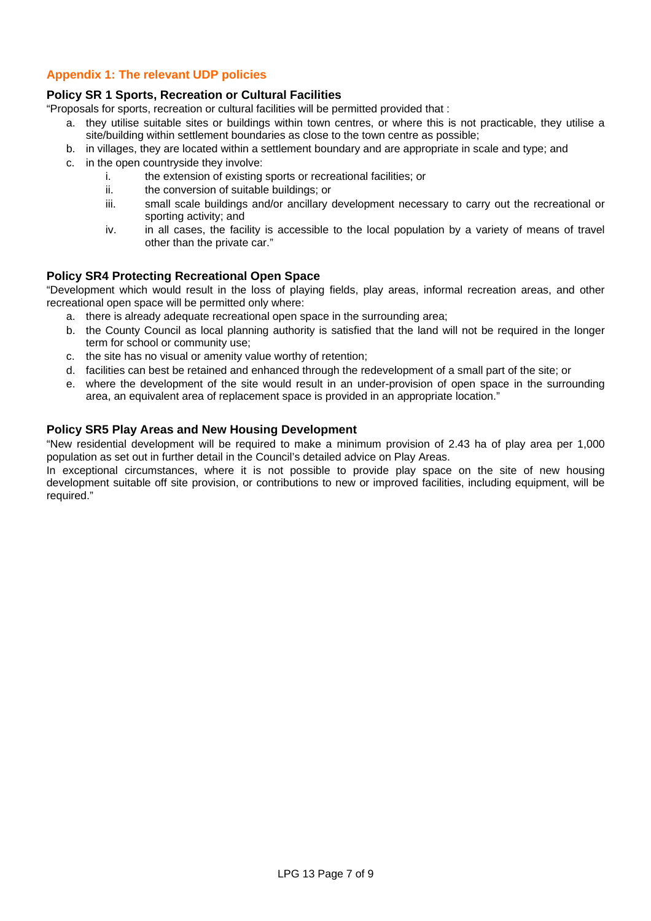## Appendix 1: The relevant UDP policies

### Policy SR 1 Sports, Recreation or Cultural Facilities

"Proposals for sports, recreation or cultural facilities will be permitted provided that :

a. they utilise suitable sites or buildings within town centres, or where this is not practicable, they utilise a site/building within settlement boundaries as close to the town centre as possible;
b. in villages, they are located within a settlement boundary and are appropriate in scale and type; and
c. in the open countryside they involve:
   i. the extension of existing sports or recreational facilities; or
   ii. the conversion of suitable buildings; or
   iii. small scale buildings and/or ancillary development necessary to carry out the recreational or sporting activity; and
   iv. in all cases, the facility is accessible to the local population by a variety of means of travel other than the private car."

### Policy SR4 Protecting Recreational Open Space

"Development which would result in the loss of playing fields, play areas, informal recreation areas, and other recreational open space will be permitted only where:

a. there is already adequate recreational open space in the surrounding area;
b. the County Council as local planning authority is satisfied that the land will not be required in the longer term for school or community use;
c. the site has no visual or amenity value worthy of retention;
d. facilities can best be retained and enhanced through the redevelopment of a small part of the site; or
e. where the development of the site would result in an under-provision of open space in the surrounding area, an equivalent area of replacement space is provided in an appropriate location."

### Policy SR5 Play Areas and New Housing Development

"New residential development will be required to make a minimum provision of 2.43 ha of play area per 1,000 population as set out in further detail in the Council's detailed advice on Play Areas.

In exceptional circumstances, where it is not possible to provide play space on the site of new housing development suitable off site provision, or contributions to new or improved facilities, including equipment, will be required."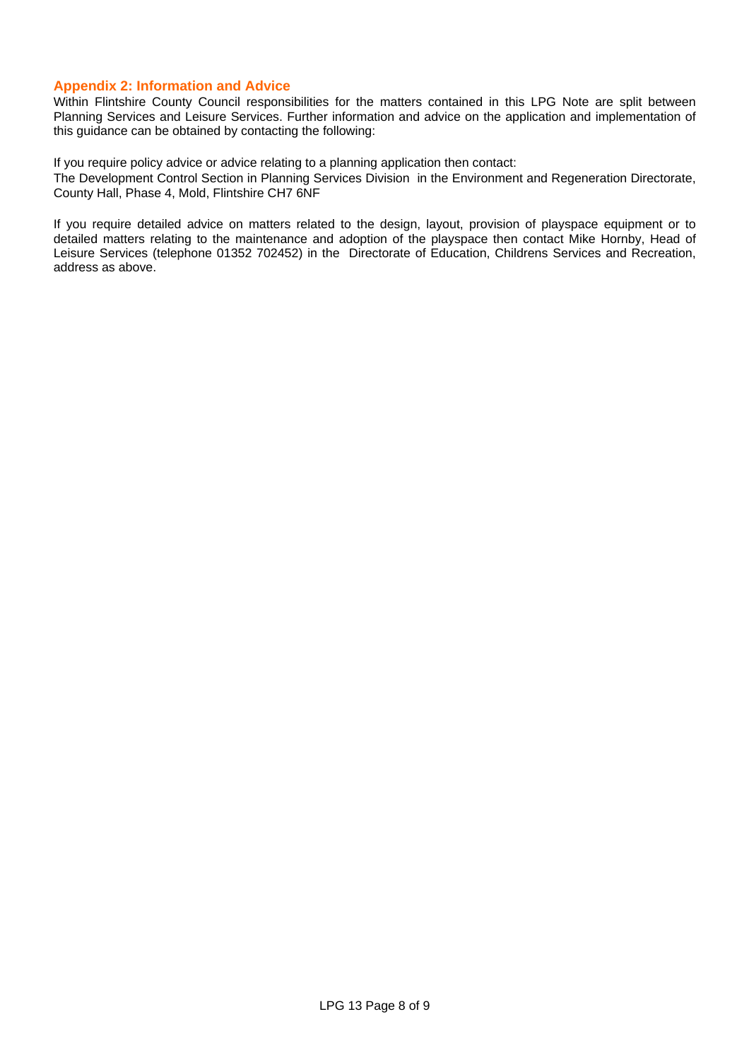## Appendix 2: Information and Advice

Within Flintshire County Council responsibilities for the matters contained in this LPG Note are split between Planning Services and Leisure Services. Further information and advice on the application and implementation of this guidance can be obtained by contacting the following:

If you require policy advice or advice relating to a planning application then contact:
The Development Control Section in Planning Services Division in the Environment and Regeneration Directorate, County Hall, Phase 4, Mold, Flintshire CH7 6NF

If you require detailed advice on matters related to the design, layout, provision of playspace equipment or to detailed matters relating to the maintenance and adoption of the playspace then contact Mike Hornby, Head of Leisure Services (telephone 01352 702452) in the Directorate of Education, Childrens Services and Recreation, address as above.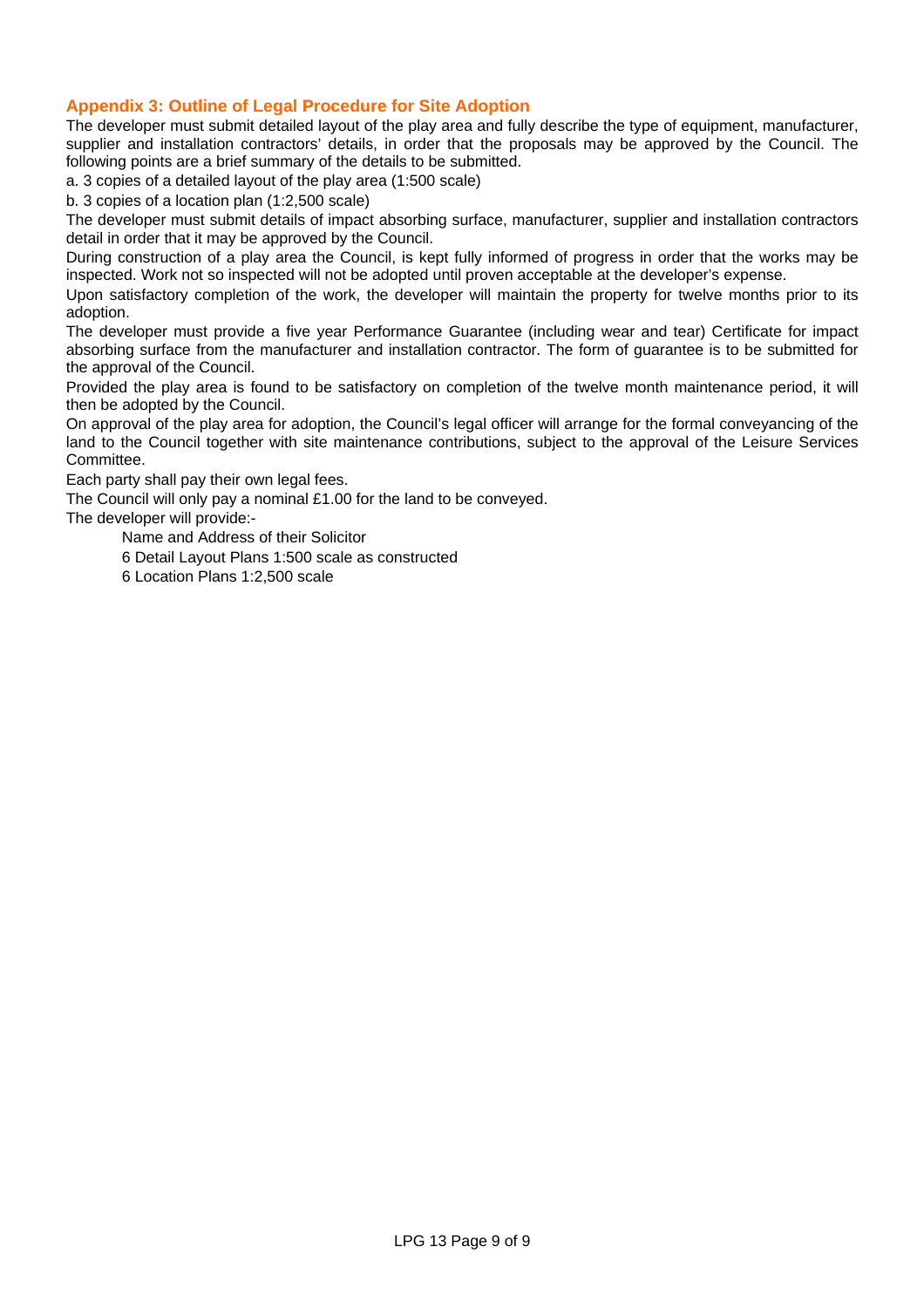## Appendix 3: Outline of Legal Procedure for Site Adoption

The developer must submit detailed layout of the play area and fully describe the type of equipment, manufacturer, supplier and installation contractors' details, in order that the proposals may be approved by the Council. The following points are a brief summary of the details to be submitted.

a. 3 copies of a detailed layout of the play area (1:500 scale)

b. 3 copies of a location plan (1:2,500 scale)

The developer must submit details of impact absorbing surface, manufacturer, supplier and installation contractors detail in order that it may be approved by the Council.

During construction of a play area the Council, is kept fully informed of progress in order that the works may be inspected. Work not so inspected will not be adopted until proven acceptable at the developer's expense.

Upon satisfactory completion of the work, the developer will maintain the property for twelve months prior to its adoption.

The developer must provide a five year Performance Guarantee (including wear and tear) Certificate for impact absorbing surface from the manufacturer and installation contractor. The form of guarantee is to be submitted for the approval of the Council.

Provided the play area is found to be satisfactory on completion of the twelve month maintenance period, it will then be adopted by the Council.

On approval of the play area for adoption, the Council's legal officer will arrange for the formal conveyancing of the land to the Council together with site maintenance contributions, subject to the approval of the Leisure Services Committee.

Each party shall pay their own legal fees.

The Council will only pay a nominal £1.00 for the land to be conveyed.

The developer will provide:-

Name and Address of their Solicitor

6 Detail Layout Plans 1:500 scale as constructed

6 Location Plans 1:2,500 scale